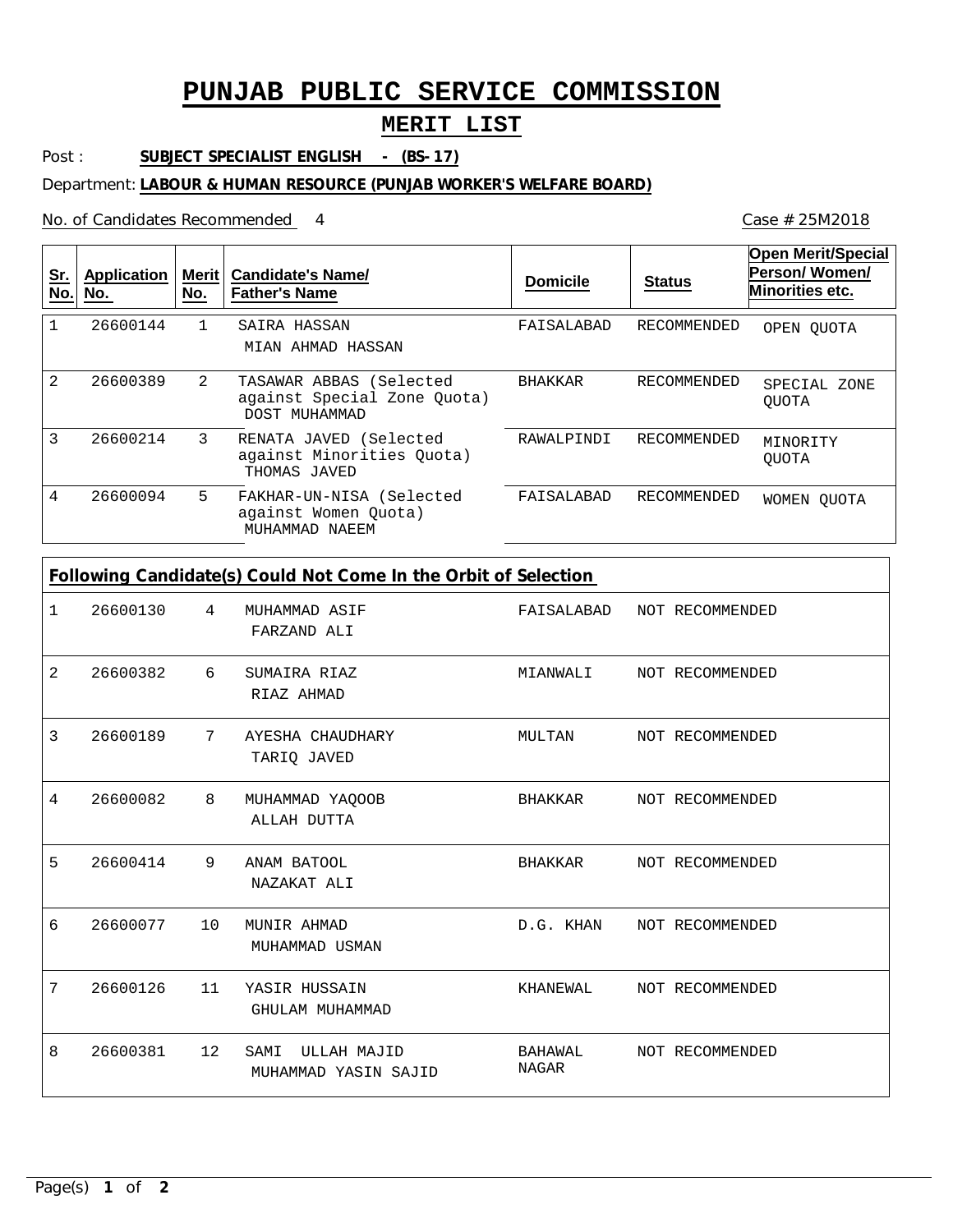# PUNJAB PUBLIC SERVICE COMMISSION

## MERIT LIST

Post : **SUBJECT SPECIALIST ENGLISH - (BS-17)**

Department: **LABOUR & HUMAN RESOURCE (PUNJAB WORKER'S WELFARE BOARD)**

No. of Candidates Recommended 4

Case # 25M2018

| Sr. No. | Application No. | Merit No. | Candidate's Name/ Father's Name | Domicile | Status | Open Merit/Special Person/ Women/ Minorities etc. |
|---|---|---|---|---|---|---|
| 1 | 26600144 | 1 | SAIRA HASSAN<br>MIAN AHMAD HASSAN | FAISALABAD | RECOMMENDED | OPEN QUOTA |
| 2 | 26600389 | 2 | TASAWAR ABBAS (Selected against Special Zone Quota)<br>DOST MUHAMMAD | BHAKKAR | RECOMMENDED | SPECIAL ZONE QUOTA |
| 3 | 26600214 | 3 | RENATA JAVED (Selected against Minorities Quota)<br>THOMAS JAVED | RAWALPINDI | RECOMMENDED | MINORITY QUOTA |
| 4 | 26600094 | 5 | FAKHAR-UN-NISA (Selected against Women Quota)<br>MUHAMMAD NAEEM | FAISALABAD | RECOMMENDED | WOMEN QUOTA |

**Following Candidate(s) Could Not Come In the Orbit of Selection**

| Sr. No. | Application No. | Merit No. | Candidate's Name/ Father's Name | Domicile | Status |
|---|---|---|---|---|---|
| 1 | 26600130 | 4 | MUHAMMAD ASIF<br>FARZAND ALI | FAISALABAD | NOT RECOMMENDED |
| 2 | 26600382 | 6 | SUMAIRA RIAZ<br>RIAZ AHMAD | MIANWALI | NOT RECOMMENDED |
| 3 | 26600189 | 7 | AYESHA CHAUDHARY<br>TARIQ JAVED | MULTAN | NOT RECOMMENDED |
| 4 | 26600082 | 8 | MUHAMMAD YAQOOB<br>ALLAH DUTTA | BHAKKAR | NOT RECOMMENDED |
| 5 | 26600414 | 9 | ANAM BATOOL<br>NAZAKAT ALI | BHAKKAR | NOT RECOMMENDED |
| 6 | 26600077 | 10 | MUNIR AHMAD<br>MUHAMMAD USMAN | D.G. KHAN | NOT RECOMMENDED |
| 7 | 26600126 | 11 | YASIR HUSSAIN<br>GHULAM MUHAMMAD | KHANEWAL | NOT RECOMMENDED |
| 8 | 26600381 | 12 | SAMI ULLAH MAJID<br>MUHAMMAD YASIN SAJID | BAHAWAL NAGAR | NOT RECOMMENDED |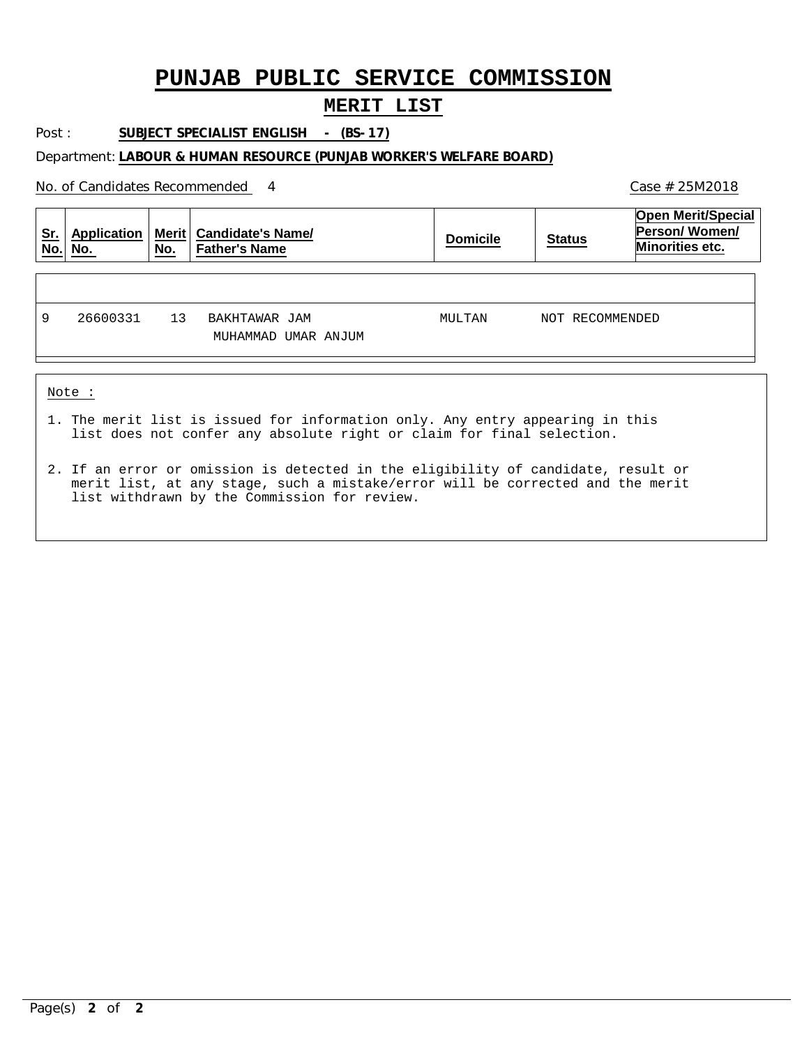# PUNJAB PUBLIC SERVICE COMMISSION

## MERIT LIST

Post : **SUBJECT SPECIALIST ENGLISH - (BS-17)**

Department: **LABOUR & HUMAN RESOURCE (PUNJAB WORKER'S WELFARE BOARD)**

No. of Candidates Recommended 4

Case # 25M2018

| Sr. No. | Application No. | Merit No. | Candidate's Name/ Father's Name | Domicile | Status | Open Merit/Special Person/ Women/ Minorities etc. |
|---|---|---|---|---|---|---|
| 9 | 26600331 | 13 | BAKHTAWAR JAM<br>MUHAMMAD UMAR ANJUM | MULTAN | NOT RECOMMENDED | |

Note :

1. The merit list is issued for information only. Any entry appearing in this list does not confer any absolute right or claim for final selection.

2. If an error or omission is detected in the eligibility of candidate, result or merit list, at any stage, such a mistake/error will be corrected and the merit list withdrawn by the Commission for review.